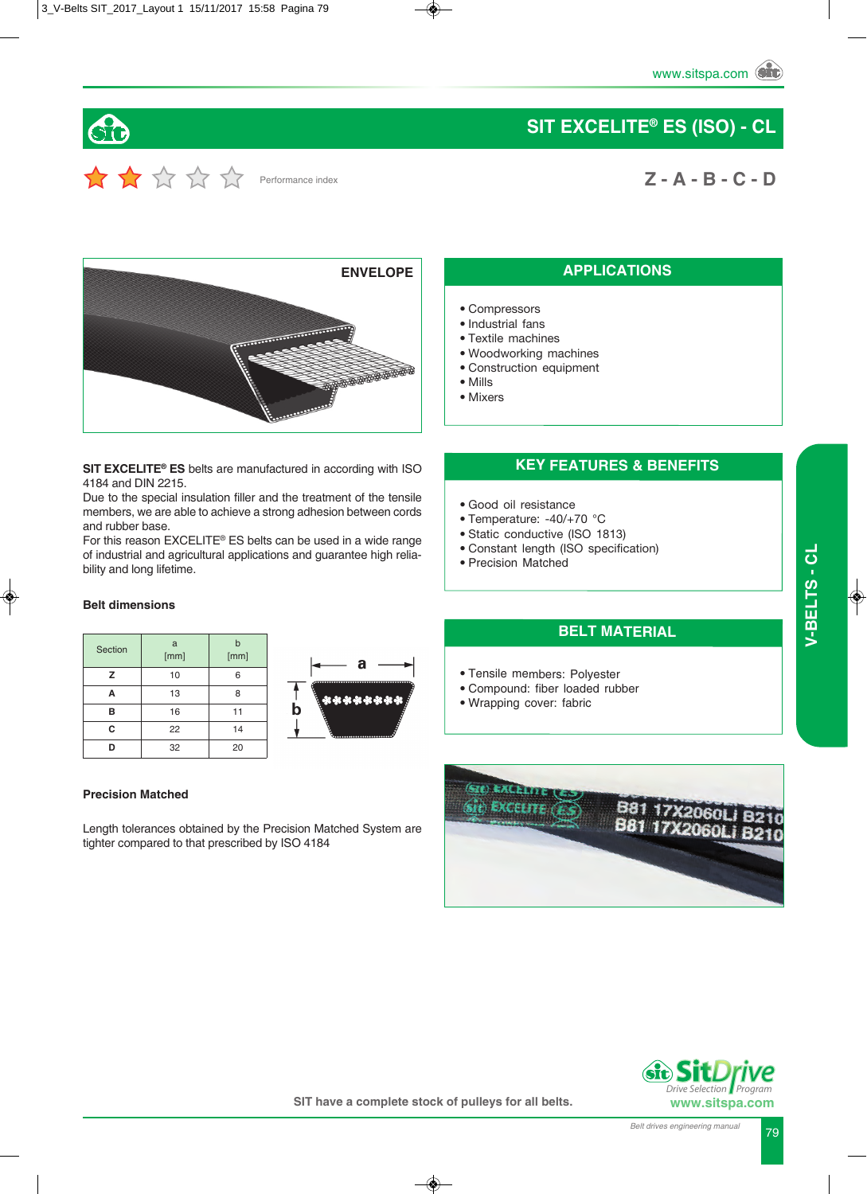# SIT EXCELITE® ES (ISO) - CL

Performance index

**Z - A - B - C - D**

ENVELOPE

## APPLICATIONS

- Compressors
- Industrial fans
- Textile machines
- Woodworking machines
- Construction equipment
- Mills
- Mixers

**SIT EXCELITE® ES** belts are manufactured in according with ISO 4184 and DIN 2215.
Due to the special insulation filler and the treatment of the tensile members, we are able to achieve a strong adhesion between cords and rubber base.
For this reason EXCELITE® ES belts can be used in a wide range of industrial and agricultural applications and guarantee high reliability and long lifetime.

## KEY FEATURES & BENEFITS

- Good oil resistance
- Temperature: -40/+70 °C
- Static conductive (ISO 1813)
- Constant length (ISO specification)
- Precision Matched

### Belt dimensions

| Section | a [mm] | b [mm] |
|---|---|---|
| **Z** | 10 | 6 |
| **A** | 13 | 8 |
| **B** | 16 | 11 |
| **C** | 22 | 14 |
| **D** | 32 | 20 |

## BELT MATERIAL

- Tensile members: Polyester
- Compound: fiber loaded rubber
- Wrapping cover: fabric

### Precision Matched

Length tolerances obtained by the Precision Matched System are tighter compared to that prescribed by ISO 4184

**SIT have a complete stock of pulleys for all belts.**

V-BELTS - CL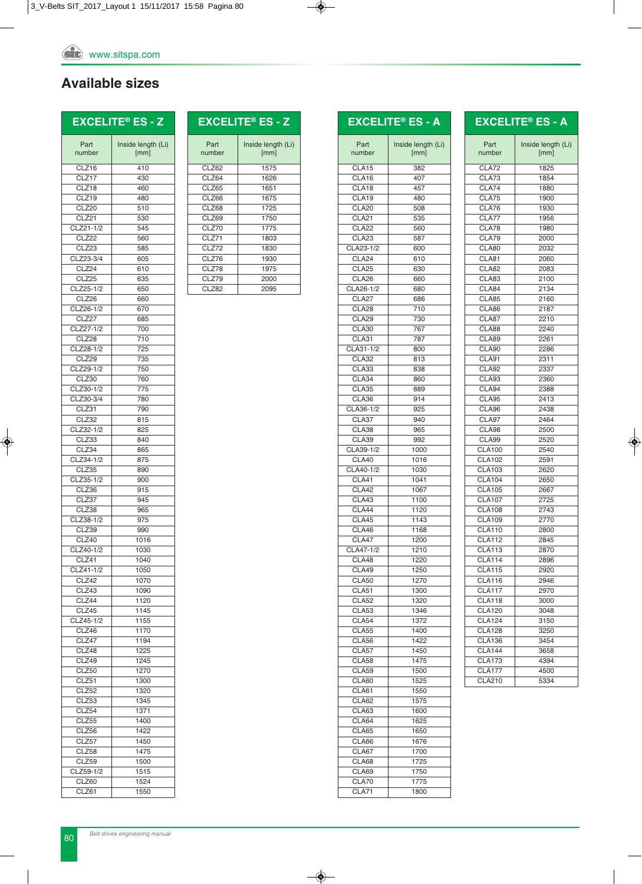## Available sizes

| EXCELITE® ES - Z | |
|---|---|
| Part number | Inside length (Li) [mm] |
| CLZ16 | 410 |
| CLZ17 | 430 |
| CLZ18 | 460 |
| CLZ19 | 480 |
| CLZ20 | 510 |
| CLZ21 | 530 |
| CLZ21-1/2 | 545 |
| CLZ22 | 560 |
| CLZ23 | 585 |
| CLZ23-3/4 | 605 |
| CLZ24 | 610 |
| CLZ25 | 635 |
| CLZ25-1/2 | 650 |
| CLZ26 | 660 |
| CLZ26-1/2 | 670 |
| CLZ27 | 685 |
| CLZ27-1/2 | 700 |
| CLZ28 | 710 |
| CLZ28-1/2 | 725 |
| CLZ29 | 735 |
| CLZ29-1/2 | 750 |
| CLZ30 | 760 |
| CLZ30-1/2 | 775 |
| CLZ30-3/4 | 780 |
| CLZ31 | 790 |
| CLZ32 | 815 |
| CLZ32-1/2 | 825 |
| CLZ33 | 840 |
| CLZ34 | 865 |
| CLZ34-1/2 | 875 |
| CLZ35 | 890 |
| CLZ35-1/2 | 900 |
| CLZ36 | 915 |
| CLZ37 | 945 |
| CLZ38 | 965 |
| CLZ38-1/2 | 975 |
| CLZ39 | 990 |
| CLZ40 | 1016 |
| CLZ40-1/2 | 1030 |
| CLZ41 | 1040 |
| CLZ41-1/2 | 1050 |
| CLZ42 | 1070 |
| CLZ43 | 1090 |
| CLZ44 | 1120 |
| CLZ45 | 1145 |
| CLZ45-1/2 | 1155 |
| CLZ46 | 1170 |
| CLZ47 | 1194 |
| CLZ48 | 1225 |
| CLZ49 | 1245 |
| CLZ50 | 1270 |
| CLZ51 | 1300 |
| CLZ52 | 1320 |
| CLZ53 | 1345 |
| CLZ54 | 1371 |
| CLZ55 | 1400 |
| CLZ56 | 1422 |
| CLZ57 | 1450 |
| CLZ58 | 1475 |
| CLZ59 | 1500 |
| CLZ59-1/2 | 1515 |
| CLZ60 | 1524 |
| CLZ61 | 1550 |

| EXCELITE® ES - Z | |
|---|---|
| Part number | Inside length (Li) [mm] |
| CLZ62 | 1575 |
| CLZ64 | 1626 |
| CLZ65 | 1651 |
| CLZ66 | 1675 |
| CLZ68 | 1725 |
| CLZ69 | 1750 |
| CLZ70 | 1775 |
| CLZ71 | 1803 |
| CLZ72 | 1830 |
| CLZ76 | 1930 |
| CLZ78 | 1975 |
| CLZ79 | 2000 |
| CLZ82 | 2095 |

| EXCELITE® ES - A | |
|---|---|
| Part number | Inside length (Li) [mm] |
| CLA15 | 382 |
| CLA16 | 407 |
| CLA18 | 457 |
| CLA19 | 480 |
| CLA20 | 508 |
| CLA21 | 535 |
| CLA22 | 560 |
| CLA23 | 587 |
| CLA23-1/2 | 600 |
| CLA24 | 610 |
| CLA25 | 630 |
| CLA26 | 660 |
| CLA26-1/2 | 680 |
| CLA27 | 686 |
| CLA28 | 710 |
| CLA29 | 730 |
| CLA30 | 767 |
| CLA31 | 787 |
| CLA31-1/2 | 800 |
| CLA32 | 813 |
| CLA33 | 838 |
| CLA34 | 860 |
| CLA35 | 889 |
| CLA36 | 914 |
| CLA36-1/2 | 925 |
| CLA37 | 940 |
| CLA38 | 965 |
| CLA39 | 992 |
| CLA39-1/2 | 1000 |
| CLA40 | 1016 |
| CLA40-1/2 | 1030 |
| CLA41 | 1041 |
| CLA42 | 1067 |
| CLA43 | 1100 |
| CLA44 | 1120 |
| CLA45 | 1143 |
| CLA46 | 1168 |
| CLA47 | 1200 |
| CLA47-1/2 | 1210 |
| CLA48 | 1220 |
| CLA49 | 1250 |
| CLA50 | 1270 |
| CLA51 | 1300 |
| CLA52 | 1320 |
| CLA53 | 1346 |
| CLA54 | 1372 |
| CLA55 | 1400 |
| CLA56 | 1422 |
| CLA57 | 1450 |
| CLA58 | 1475 |
| CLA59 | 1500 |
| CLA60 | 1525 |
| CLA61 | 1550 |
| CLA62 | 1575 |
| CLA63 | 1600 |
| CLA64 | 1625 |
| CLA65 | 1650 |
| CLA66 | 1676 |
| CLA67 | 1700 |
| CLA68 | 1725 |
| CLA69 | 1750 |
| CLA70 | 1775 |
| CLA71 | 1800 |

| EXCELITE® ES - A | |
|---|---|
| Part number | Inside length (Li) [mm] |
| CLA72 | 1825 |
| CLA73 | 1854 |
| CLA74 | 1880 |
| CLA75 | 1900 |
| CLA76 | 1930 |
| CLA77 | 1956 |
| CLA78 | 1980 |
| CLA79 | 2000 |
| CLA80 | 2032 |
| CLA81 | 2060 |
| CLA82 | 2083 |
| CLA83 | 2100 |
| CLA84 | 2134 |
| CLA85 | 2160 |
| CLA86 | 2187 |
| CLA87 | 2210 |
| CLA88 | 2240 |
| CLA89 | 2261 |
| CLA90 | 2286 |
| CLA91 | 2311 |
| CLA92 | 2337 |
| CLA93 | 2360 |
| CLA94 | 2388 |
| CLA95 | 2413 |
| CLA96 | 2438 |
| CLA97 | 2464 |
| CLA98 | 2500 |
| CLA99 | 2520 |
| CLA100 | 2540 |
| CLA102 | 2591 |
| CLA103 | 2620 |
| CLA104 | 2650 |
| CLA105 | 2667 |
| CLA107 | 2725 |
| CLA108 | 2743 |
| CLA109 | 2770 |
| CLA110 | 2800 |
| CLA112 | 2845 |
| CLA113 | 2870 |
| CLA114 | 2896 |
| CLA115 | 2920 |
| CLA116 | 2946 |
| CLA117 | 2970 |
| CLA118 | 3000 |
| CLA120 | 3048 |
| CLA124 | 3150 |
| CLA128 | 3250 |
| CLA136 | 3454 |
| CLA144 | 3658 |
| CLA173 | 4394 |
| CLA177 | 4500 |
| CLA210 | 5334 |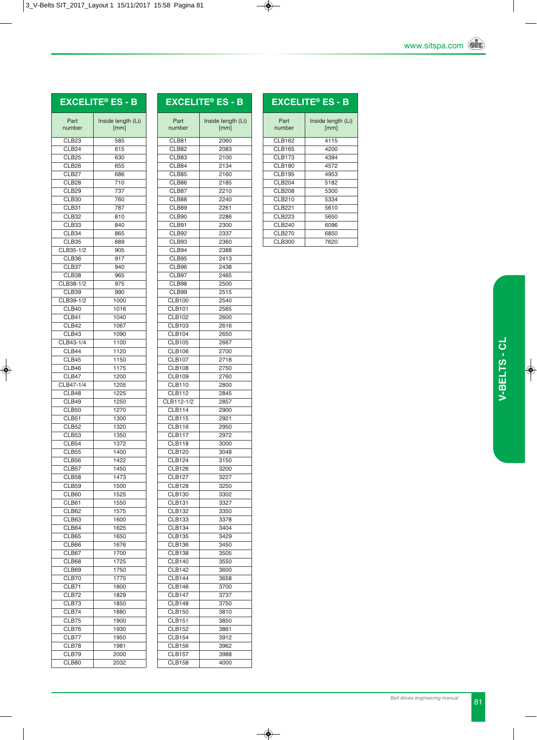## EXCELITE® ES - B

| Part number | Inside length (Li) [mm] |
|---|---|
| CLB23 | 585 |
| CLB24 | 615 |
| CLB25 | 630 |
| CLB26 | 655 |
| CLB27 | 686 |
| CLB28 | 710 |
| CLB29 | 737 |
| CLB30 | 760 |
| CLB31 | 787 |
| CLB32 | 810 |
| CLB33 | 840 |
| CLB34 | 865 |
| CLB35 | 889 |
| CLB35-1/2 | 905 |
| CLB36 | 917 |
| CLB37 | 940 |
| CLB38 | 965 |
| CLB38-1/2 | 975 |
| CLB39 | 990 |
| CLB39-1/2 | 1000 |
| CLB40 | 1016 |
| CLB41 | 1040 |
| CLB42 | 1067 |
| CLB43 | 1090 |
| CLB43-1/4 | 1100 |
| CLB44 | 1120 |
| CLB45 | 1150 |
| CLB46 | 1175 |
| CLB47 | 1200 |
| CLB47-1/4 | 1205 |
| CLB48 | 1225 |
| CLB49 | 1250 |
| CLB50 | 1270 |
| CLB51 | 1300 |
| CLB52 | 1320 |
| CLB53 | 1350 |
| CLB54 | 1372 |
| CLB55 | 1400 |
| CLB56 | 1422 |
| CLB57 | 1450 |
| CLB58 | 1473 |
| CLB59 | 1500 |
| CLB60 | 1525 |
| CLB61 | 1550 |
| CLB62 | 1575 |
| CLB63 | 1600 |
| CLB64 | 1625 |
| CLB65 | 1650 |
| CLB66 | 1676 |
| CLB67 | 1700 |
| CLB68 | 1725 |
| CLB69 | 1750 |
| CLB70 | 1775 |
| CLB71 | 1800 |
| CLB72 | 1829 |
| CLB73 | 1850 |
| CLB74 | 1880 |
| CLB75 | 1900 |
| CLB76 | 1930 |
| CLB77 | 1950 |
| CLB78 | 1981 |
| CLB79 | 2000 |
| CLB80 | 2032 |

## EXCELITE® ES - B

| Part number | Inside length (Li) [mm] |
|---|---|
| CLB81 | 2060 |
| CLB82 | 2083 |
| CLB83 | 2100 |
| CLB84 | 2134 |
| CLB85 | 2160 |
| CLB86 | 2185 |
| CLB87 | 2210 |
| CLB88 | 2240 |
| CLB89 | 2261 |
| CLB90 | 2286 |
| CLB91 | 2300 |
| CLB92 | 2337 |
| CLB93 | 2360 |
| CLB94 | 2388 |
| CLB95 | 2413 |
| CLB96 | 2438 |
| CLB97 | 2465 |
| CLB98 | 2500 |
| CLB99 | 2515 |
| CLB100 | 2540 |
| CLB101 | 2565 |
| CLB102 | 2600 |
| CLB103 | 2616 |
| CLB104 | 2650 |
| CLB105 | 2667 |
| CLB106 | 2700 |
| CLB107 | 2718 |
| CLB108 | 2750 |
| CLB109 | 2760 |
| CLB110 | 2800 |
| CLB112 | 2845 |
| CLB112-1/2 | 2857 |
| CLB114 | 2900 |
| CLB115 | 2921 |
| CLB116 | 2950 |
| CLB117 | 2972 |
| CLB118 | 3000 |
| CLB120 | 3048 |
| CLB124 | 3150 |
| CLB126 | 3200 |
| CLB127 | 3227 |
| CLB128 | 3250 |
| CLB130 | 3302 |
| CLB131 | 3327 |
| CLB132 | 3350 |
| CLB133 | 3378 |
| CLB134 | 3404 |
| CLB135 | 3429 |
| CLB136 | 3450 |
| CLB138 | 3505 |
| CLB140 | 3550 |
| CLB142 | 3600 |
| CLB144 | 3658 |
| CLB146 | 3700 |
| CLB147 | 3737 |
| CLB148 | 3750 |
| CLB150 | 3810 |
| CLB151 | 3850 |
| CLB152 | 3861 |
| CLB154 | 3912 |
| CLB156 | 3962 |
| CLB157 | 3988 |
| CLB158 | 4000 |

## EXCELITE® ES - B

| Part number | Inside length (Li) [mm] |
|---|---|
| CLB162 | 4115 |
| CLB165 | 4200 |
| CLB173 | 4394 |
| CLB180 | 4572 |
| CLB195 | 4953 |
| CLB204 | 5182 |
| CLB208 | 5300 |
| CLB210 | 5334 |
| CLB221 | 5610 |
| CLB223 | 5650 |
| CLB240 | 6096 |
| CLB270 | 6850 |
| CLB300 | 7620 |

V-BELTS - CL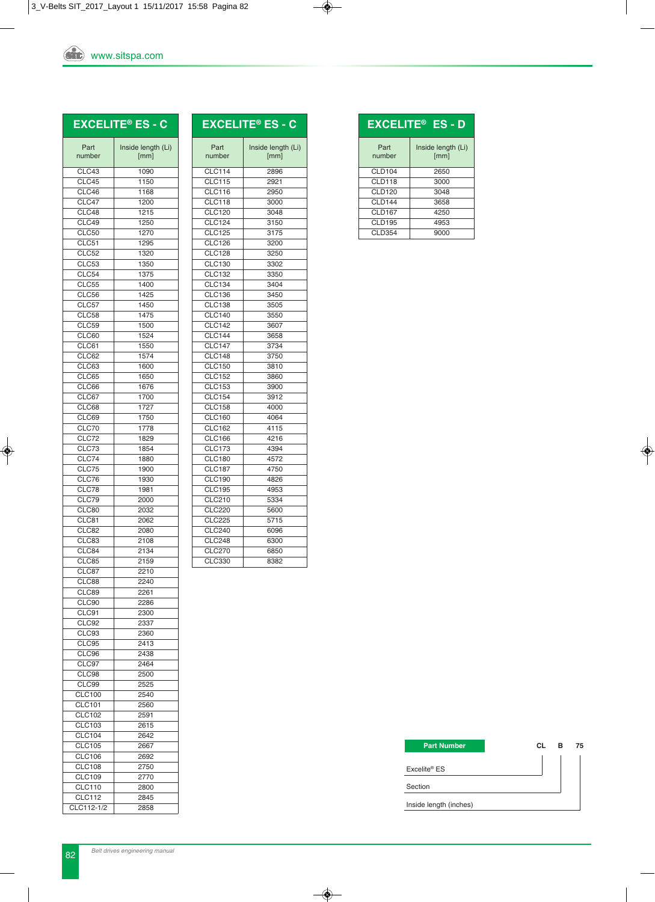## EXCELITE® ES - C

| Part number | Inside length (Li) [mm] |
|---|---|
| CLC43 | 1090 |
| CLC45 | 1150 |
| CLC46 | 1168 |
| CLC47 | 1200 |
| CLC48 | 1215 |
| CLC49 | 1250 |
| CLC50 | 1270 |
| CLC51 | 1295 |
| CLC52 | 1320 |
| CLC53 | 1350 |
| CLC54 | 1375 |
| CLC55 | 1400 |
| CLC56 | 1425 |
| CLC57 | 1450 |
| CLC58 | 1475 |
| CLC59 | 1500 |
| CLC60 | 1524 |
| CLC61 | 1550 |
| CLC62 | 1574 |
| CLC63 | 1600 |
| CLC65 | 1650 |
| CLC66 | 1676 |
| CLC67 | 1700 |
| CLC68 | 1727 |
| CLC69 | 1750 |
| CLC70 | 1778 |
| CLC72 | 1829 |
| CLC73 | 1854 |
| CLC74 | 1880 |
| CLC75 | 1900 |
| CLC76 | 1930 |
| CLC78 | 1981 |
| CLC79 | 2000 |
| CLC80 | 2032 |
| CLC81 | 2062 |
| CLC82 | 2080 |
| CLC83 | 2108 |
| CLC84 | 2134 |
| CLC85 | 2159 |
| CLC87 | 2210 |
| CLC88 | 2240 |
| CLC89 | 2261 |
| CLC90 | 2286 |
| CLC91 | 2300 |
| CLC92 | 2337 |
| CLC93 | 2360 |
| CLC95 | 2413 |
| CLC96 | 2438 |
| CLC97 | 2464 |
| CLC98 | 2500 |
| CLC99 | 2525 |
| CLC100 | 2540 |
| CLC101 | 2560 |
| CLC102 | 2591 |
| CLC103 | 2615 |
| CLC104 | 2642 |
| CLC105 | 2667 |
| CLC106 | 2692 |
| CLC108 | 2750 |
| CLC109 | 2770 |
| CLC110 | 2800 |
| CLC112 | 2845 |
| CLC112-1/2 | 2858 |

## EXCELITE® ES - C

| Part number | Inside length (Li) [mm] |
|---|---|
| CLC114 | 2896 |
| CLC115 | 2921 |
| CLC116 | 2950 |
| CLC118 | 3000 |
| CLC120 | 3048 |
| CLC124 | 3150 |
| CLC125 | 3175 |
| CLC126 | 3200 |
| CLC128 | 3250 |
| CLC130 | 3302 |
| CLC132 | 3350 |
| CLC134 | 3404 |
| CLC136 | 3450 |
| CLC138 | 3505 |
| CLC140 | 3550 |
| CLC142 | 3607 |
| CLC144 | 3658 |
| CLC147 | 3734 |
| CLC148 | 3750 |
| CLC150 | 3810 |
| CLC152 | 3860 |
| CLC153 | 3900 |
| CLC154 | 3912 |
| CLC158 | 4000 |
| CLC160 | 4064 |
| CLC162 | 4115 |
| CLC166 | 4216 |
| CLC173 | 4394 |
| CLC180 | 4572 |
| CLC187 | 4750 |
| CLC190 | 4826 |
| CLC195 | 4953 |
| CLC210 | 5334 |
| CLC220 | 5600 |
| CLC225 | 5715 |
| CLC240 | 6096 |
| CLC248 | 6300 |
| CLC270 | 6850 |
| CLC330 | 8382 |

## EXCELITE® ES - D

| Part number | Inside length (Li) [mm] |
|---|---|
| CLD104 | 2650 |
| CLD118 | 3000 |
| CLD120 | 3048 |
| CLD144 | 3658 |
| CLD167 | 4250 |
| CLD195 | 4953 |
| CLD354 | 9000 |

**Part Number** CL B 75

- CL – Excelite® ES
- B – Section
- 75 – Inside length (inches)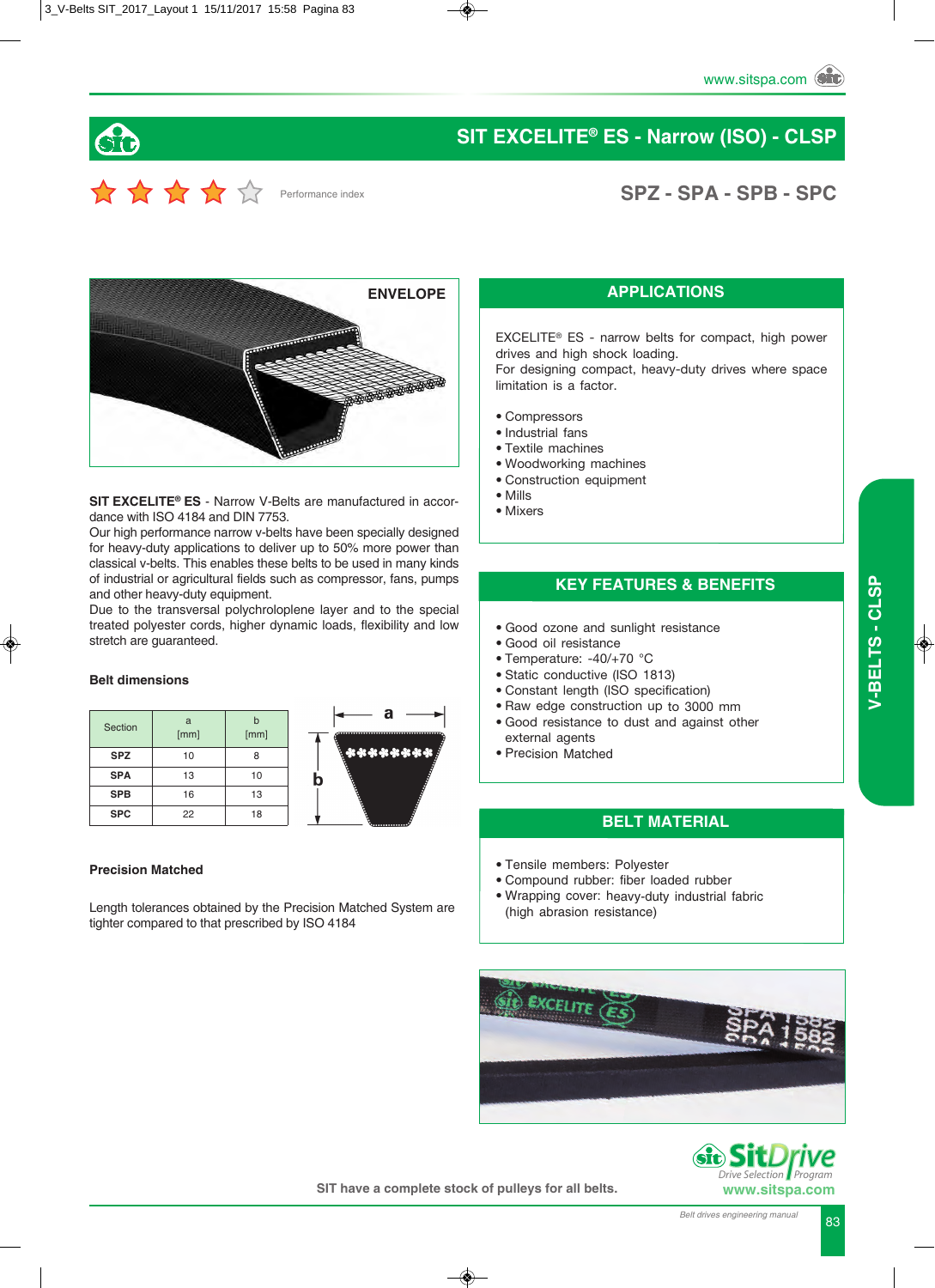# SIT EXCELITE® ES - Narrow (ISO) - CLSP

Performance index

## SPZ - SPA - SPB - SPC

ENVELOPE

**SIT EXCELITE® ES** - Narrow V-Belts are manufactured in accordance with ISO 4184 and DIN 7753.
Our high performance narrow v-belts have been specially designed for heavy-duty applications to deliver up to 50% more power than classical v-belts. This enables these belts to be used in many kinds of industrial or agricultural fields such as compressor, fans, pumps and other heavy-duty equipment.
Due to the transversal polychloroplene layer and to the special treated polyester cords, higher dynamic loads, flexibility and low stretch are guaranteed.

### Belt dimensions

| Section | a [mm] | b [mm] |
|---|---|---|
| SPZ | 10 | 8 |
| SPA | 13 | 10 |
| SPB | 16 | 13 |
| SPC | 22 | 18 |

### Precision Matched

Length tolerances obtained by the Precision Matched System are tighter compared to that prescribed by ISO 4184

## APPLICATIONS

EXCELITE® ES - narrow belts for compact, high power drives and high shock loading.
For designing compact, heavy-duty drives where space limitation is a factor.

- Compressors
- Industrial fans
- Textile machines
- Woodworking machines
- Construction equipment
- Mills
- Mixers

## KEY FEATURES & BENEFITS

- Good ozone and sunlight resistance
- Good oil resistance
- Temperature: -40/+70 °C
- Static conductive (ISO 1813)
- Constant length (ISO specification)
- Raw edge construction up to 3000 mm
- Good resistance to dust and against other external agents
- Precision Matched

## BELT MATERIAL

- Tensile members: Polyester
- Compound rubber: fiber loaded rubber
- Wrapping cover: heavy-duty industrial fabric (high abrasion resistance)

SIT have a complete stock of pulleys for all belts.

SitDrive Drive Selection Program
www.sitspa.com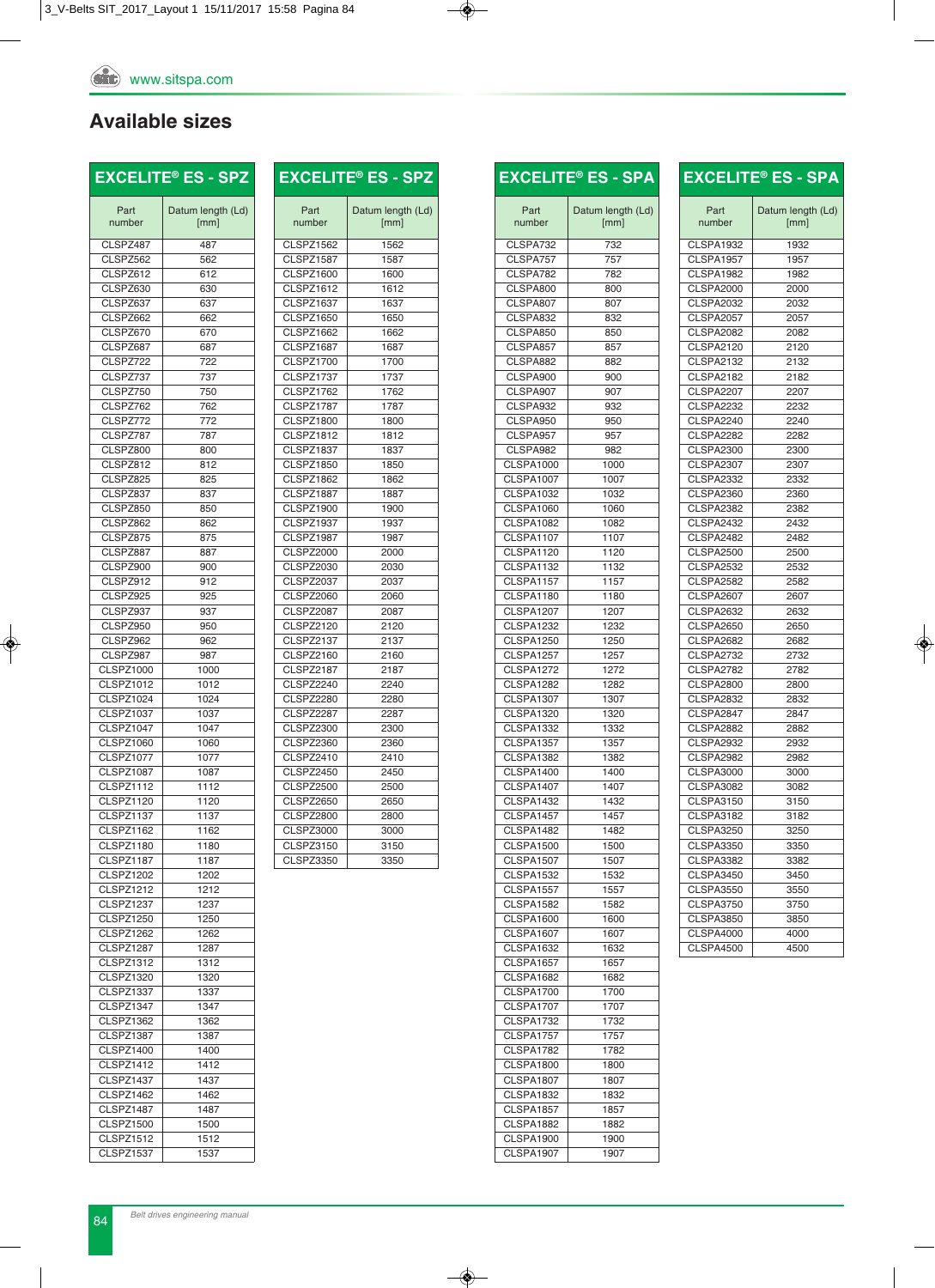## Available sizes

| EXCELITE® ES - SPZ | |
|---|---|
| Part number | Datum length (Ld) [mm] |
| CLSPZ487 | 487 |
| CLSPZ562 | 562 |
| CLSPZ612 | 612 |
| CLSPZ630 | 630 |
| CLSPZ637 | 637 |
| CLSPZ662 | 662 |
| CLSPZ670 | 670 |
| CLSPZ687 | 687 |
| CLSPZ722 | 722 |
| CLSPZ737 | 737 |
| CLSPZ750 | 750 |
| CLSPZ762 | 762 |
| CLSPZ772 | 772 |
| CLSPZ787 | 787 |
| CLSPZ800 | 800 |
| CLSPZ812 | 812 |
| CLSPZ825 | 825 |
| CLSPZ837 | 837 |
| CLSPZ850 | 850 |
| CLSPZ862 | 862 |
| CLSPZ875 | 875 |
| CLSPZ887 | 887 |
| CLSPZ900 | 900 |
| CLSPZ912 | 912 |
| CLSPZ925 | 925 |
| CLSPZ937 | 937 |
| CLSPZ950 | 950 |
| CLSPZ962 | 962 |
| CLSPZ987 | 987 |
| CLSPZ1000 | 1000 |
| CLSPZ1012 | 1012 |
| CLSPZ1024 | 1024 |
| CLSPZ1037 | 1037 |
| CLSPZ1047 | 1047 |
| CLSPZ1060 | 1060 |
| CLSPZ1077 | 1077 |
| CLSPZ1087 | 1087 |
| CLSPZ1112 | 1112 |
| CLSPZ1120 | 1120 |
| CLSPZ1137 | 1137 |
| CLSPZ1162 | 1162 |
| CLSPZ1180 | 1180 |
| CLSPZ1187 | 1187 |
| CLSPZ1202 | 1202 |
| CLSPZ1212 | 1212 |
| CLSPZ1237 | 1237 |
| CLSPZ1250 | 1250 |
| CLSPZ1262 | 1262 |
| CLSPZ1287 | 1287 |
| CLSPZ1312 | 1312 |
| CLSPZ1320 | 1320 |
| CLSPZ1337 | 1337 |
| CLSPZ1347 | 1347 |
| CLSPZ1362 | 1362 |
| CLSPZ1387 | 1387 |
| CLSPZ1400 | 1400 |
| CLSPZ1412 | 1412 |
| CLSPZ1437 | 1437 |
| CLSPZ1462 | 1462 |
| CLSPZ1487 | 1487 |
| CLSPZ1500 | 1500 |
| CLSPZ1512 | 1512 |
| CLSPZ1537 | 1537 |

| EXCELITE® ES - SPZ | |
|---|---|
| Part number | Datum length (Ld) [mm] |
| CLSPZ1562 | 1562 |
| CLSPZ1587 | 1587 |
| CLSPZ1600 | 1600 |
| CLSPZ1612 | 1612 |
| CLSPZ1637 | 1637 |
| CLSPZ1650 | 1650 |
| CLSPZ1662 | 1662 |
| CLSPZ1687 | 1687 |
| CLSPZ1700 | 1700 |
| CLSPZ1737 | 1737 |
| CLSPZ1762 | 1762 |
| CLSPZ1787 | 1787 |
| CLSPZ1800 | 1800 |
| CLSPZ1812 | 1812 |
| CLSPZ1837 | 1837 |
| CLSPZ1850 | 1850 |
| CLSPZ1862 | 1862 |
| CLSPZ1887 | 1887 |
| CLSPZ1900 | 1900 |
| CLSPZ1937 | 1937 |
| CLSPZ1987 | 1987 |
| CLSPZ2000 | 2000 |
| CLSPZ2030 | 2030 |
| CLSPZ2037 | 2037 |
| CLSPZ2060 | 2060 |
| CLSPZ2087 | 2087 |
| CLSPZ2120 | 2120 |
| CLSPZ2137 | 2137 |
| CLSPZ2160 | 2160 |
| CLSPZ2187 | 2187 |
| CLSPZ2240 | 2240 |
| CLSPZ2280 | 2280 |
| CLSPZ2287 | 2287 |
| CLSPZ2300 | 2300 |
| CLSPZ2360 | 2360 |
| CLSPZ2410 | 2410 |
| CLSPZ2450 | 2450 |
| CLSPZ2500 | 2500 |
| CLSPZ2650 | 2650 |
| CLSPZ2800 | 2800 |
| CLSPZ3000 | 3000 |
| CLSPZ3150 | 3150 |
| CLSPZ3350 | 3350 |

| EXCELITE® ES - SPA | |
|---|---|
| Part number | Datum length (Ld) [mm] |
| CLSPA732 | 732 |
| CLSPA757 | 757 |
| CLSPA782 | 782 |
| CLSPA800 | 800 |
| CLSPA807 | 807 |
| CLSPA832 | 832 |
| CLSPA850 | 850 |
| CLSPA857 | 857 |
| CLSPA882 | 882 |
| CLSPA900 | 900 |
| CLSPA907 | 907 |
| CLSPA932 | 932 |
| CLSPA950 | 950 |
| CLSPA957 | 957 |
| CLSPA982 | 982 |
| CLSPA1000 | 1000 |
| CLSPA1007 | 1007 |
| CLSPA1032 | 1032 |
| CLSPA1060 | 1060 |
| CLSPA1082 | 1082 |
| CLSPA1107 | 1107 |
| CLSPA1120 | 1120 |
| CLSPA1132 | 1132 |
| CLSPA1157 | 1157 |
| CLSPA1180 | 1180 |
| CLSPA1207 | 1207 |
| CLSPA1232 | 1232 |
| CLSPA1250 | 1250 |
| CLSPA1257 | 1257 |
| CLSPA1272 | 1272 |
| CLSPA1282 | 1282 |
| CLSPA1307 | 1307 |
| CLSPA1320 | 1320 |
| CLSPA1332 | 1332 |
| CLSPA1357 | 1357 |
| CLSPA1382 | 1382 |
| CLSPA1400 | 1400 |
| CLSPA1407 | 1407 |
| CLSPA1432 | 1432 |
| CLSPA1457 | 1457 |
| CLSPA1482 | 1482 |
| CLSPA1500 | 1500 |
| CLSPA1507 | 1507 |
| CLSPA1532 | 1532 |
| CLSPA1557 | 1557 |
| CLSPA1582 | 1582 |
| CLSPA1600 | 1600 |
| CLSPA1607 | 1607 |
| CLSPA1632 | 1632 |
| CLSPA1657 | 1657 |
| CLSPA1682 | 1682 |
| CLSPA1700 | 1700 |
| CLSPA1707 | 1707 |
| CLSPA1732 | 1732 |
| CLSPA1757 | 1757 |
| CLSPA1782 | 1782 |
| CLSPA1800 | 1800 |
| CLSPA1807 | 1807 |
| CLSPA1832 | 1832 |
| CLSPA1857 | 1857 |
| CLSPA1882 | 1882 |
| CLSPA1900 | 1900 |
| CLSPA1907 | 1907 |

| EXCELITE® ES - SPA | |
|---|---|
| Part number | Datum length (Ld) [mm] |
| CLSPA1932 | 1932 |
| CLSPA1957 | 1957 |
| CLSPA1982 | 1982 |
| CLSPA2000 | 2000 |
| CLSPA2032 | 2032 |
| CLSPA2057 | 2057 |
| CLSPA2082 | 2082 |
| CLSPA2120 | 2120 |
| CLSPA2132 | 2132 |
| CLSPA2182 | 2182 |
| CLSPA2207 | 2207 |
| CLSPA2232 | 2232 |
| CLSPA2240 | 2240 |
| CLSPA2282 | 2282 |
| CLSPA2300 | 2300 |
| CLSPA2307 | 2307 |
| CLSPA2332 | 2332 |
| CLSPA2360 | 2360 |
| CLSPA2382 | 2382 |
| CLSPA2432 | 2432 |
| CLSPA2482 | 2482 |
| CLSPA2500 | 2500 |
| CLSPA2532 | 2532 |
| CLSPA2582 | 2582 |
| CLSPA2607 | 2607 |
| CLSPA2632 | 2632 |
| CLSPA2650 | 2650 |
| CLSPA2682 | 2682 |
| CLSPA2732 | 2732 |
| CLSPA2782 | 2782 |
| CLSPA2800 | 2800 |
| CLSPA2832 | 2832 |
| CLSPA2847 | 2847 |
| CLSPA2882 | 2882 |
| CLSPA2932 | 2932 |
| CLSPA2982 | 2982 |
| CLSPA3000 | 3000 |
| CLSPA3082 | 3082 |
| CLSPA3150 | 3150 |
| CLSPA3182 | 3182 |
| CLSPA3250 | 3250 |
| CLSPA3350 | 3350 |
| CLSPA3382 | 3382 |
| CLSPA3450 | 3450 |
| CLSPA3550 | 3550 |
| CLSPA3750 | 3750 |
| CLSPA3850 | 3850 |
| CLSPA4000 | 4000 |
| CLSPA4500 | 4500 |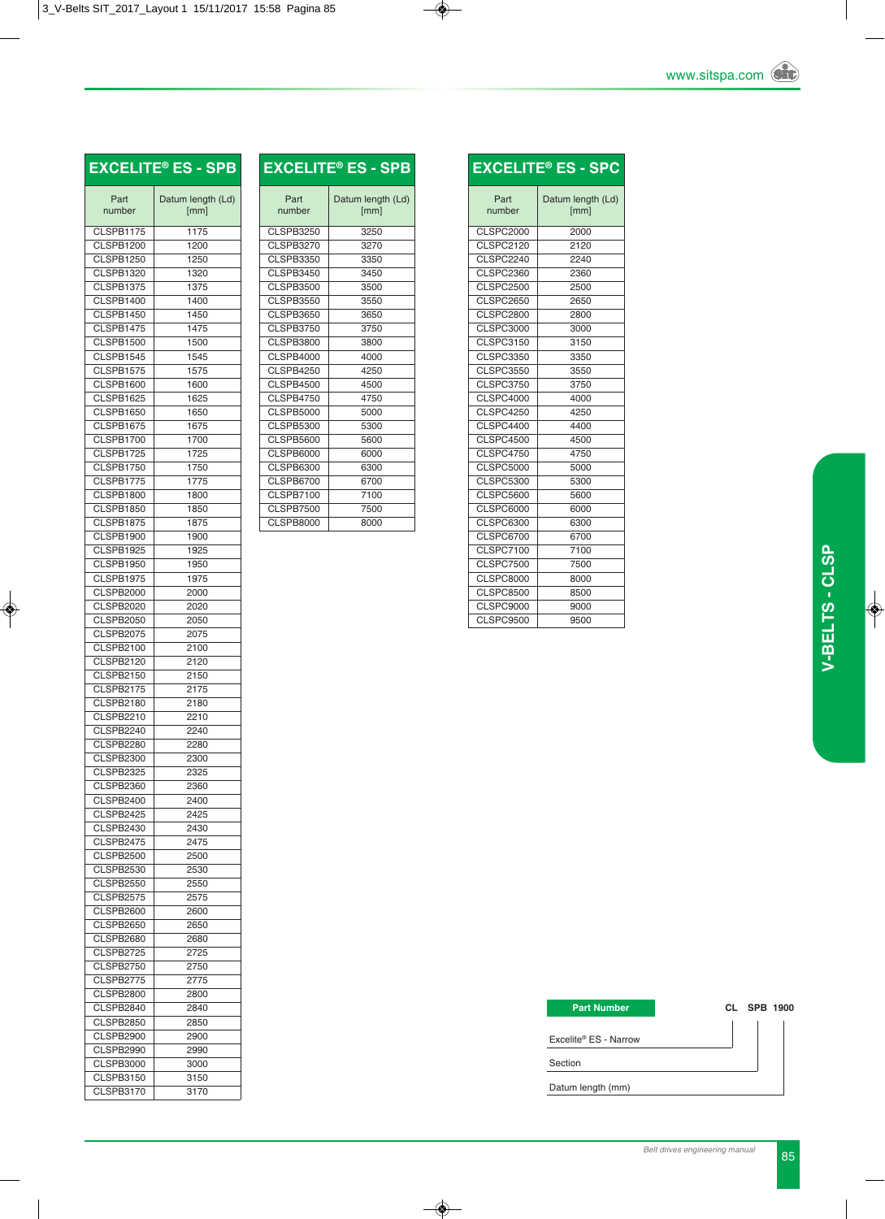## EXCELITE® ES - SPB

| Part number | Datum length (Ld) [mm] |
|---|---|
| CLSPB1175 | 1175 |
| CLSPB1200 | 1200 |
| CLSPB1250 | 1250 |
| CLSPB1320 | 1320 |
| CLSPB1375 | 1375 |
| CLSPB1400 | 1400 |
| CLSPB1450 | 1450 |
| CLSPB1475 | 1475 |
| CLSPB1500 | 1500 |
| CLSPB1545 | 1545 |
| CLSPB1575 | 1575 |
| CLSPB1600 | 1600 |
| CLSPB1625 | 1625 |
| CLSPB1650 | 1650 |
| CLSPB1675 | 1675 |
| CLSPB1700 | 1700 |
| CLSPB1725 | 1725 |
| CLSPB1750 | 1750 |
| CLSPB1775 | 1775 |
| CLSPB1800 | 1800 |
| CLSPB1850 | 1850 |
| CLSPB1875 | 1875 |
| CLSPB1900 | 1900 |
| CLSPB1925 | 1925 |
| CLSPB1950 | 1950 |
| CLSPB1975 | 1975 |
| CLSPB2000 | 2000 |
| CLSPB2020 | 2020 |
| CLSPB2050 | 2050 |
| CLSPB2075 | 2075 |
| CLSPB2100 | 2100 |
| CLSPB2120 | 2120 |
| CLSPB2150 | 2150 |
| CLSPB2175 | 2175 |
| CLSPB2180 | 2180 |
| CLSPB2210 | 2210 |
| CLSPB2240 | 2240 |
| CLSPB2280 | 2280 |
| CLSPB2300 | 2300 |
| CLSPB2325 | 2325 |
| CLSPB2360 | 2360 |
| CLSPB2400 | 2400 |
| CLSPB2425 | 2425 |
| CLSPB2430 | 2430 |
| CLSPB2475 | 2475 |
| CLSPB2500 | 2500 |
| CLSPB2530 | 2530 |
| CLSPB2550 | 2550 |
| CLSPB2575 | 2575 |
| CLSPB2600 | 2600 |
| CLSPB2650 | 2650 |
| CLSPB2680 | 2680 |
| CLSPB2725 | 2725 |
| CLSPB2750 | 2750 |
| CLSPB2775 | 2775 |
| CLSPB2800 | 2800 |
| CLSPB2840 | 2840 |
| CLSPB2850 | 2850 |
| CLSPB2900 | 2900 |
| CLSPB2990 | 2990 |
| CLSPB3000 | 3000 |
| CLSPB3150 | 3150 |
| CLSPB3170 | 3170 |

## EXCELITE® ES - SPB

| Part number | Datum length (Ld) [mm] |
|---|---|
| CLSPB3250 | 3250 |
| CLSPB3270 | 3270 |
| CLSPB3350 | 3350 |
| CLSPB3450 | 3450 |
| CLSPB3500 | 3500 |
| CLSPB3550 | 3550 |
| CLSPB3650 | 3650 |
| CLSPB3750 | 3750 |
| CLSPB3800 | 3800 |
| CLSPB4000 | 4000 |
| CLSPB4250 | 4250 |
| CLSPB4500 | 4500 |
| CLSPB4750 | 4750 |
| CLSPB5000 | 5000 |
| CLSPB5300 | 5300 |
| CLSPB5600 | 5600 |
| CLSPB6000 | 6000 |
| CLSPB6300 | 6300 |
| CLSPB6700 | 6700 |
| CLSPB7100 | 7100 |
| CLSPB7500 | 7500 |
| CLSPB8000 | 8000 |

## EXCELITE® ES - SPC

| Part number | Datum length (Ld) [mm] |
|---|---|
| CLSPC2000 | 2000 |
| CLSPC2120 | 2120 |
| CLSPC2240 | 2240 |
| CLSPC2360 | 2360 |
| CLSPC2500 | 2500 |
| CLSPC2650 | 2650 |
| CLSPC2800 | 2800 |
| CLSPC3000 | 3000 |
| CLSPC3150 | 3150 |
| CLSPC3350 | 3350 |
| CLSPC3550 | 3550 |
| CLSPC3750 | 3750 |
| CLSPC4000 | 4000 |
| CLSPC4250 | 4250 |
| CLSPC4400 | 4400 |
| CLSPC4500 | 4500 |
| CLSPC4750 | 4750 |
| CLSPC5000 | 5000 |
| CLSPC5300 | 5300 |
| CLSPC5600 | 5600 |
| CLSPC6000 | 6000 |
| CLSPC6300 | 6300 |
| CLSPC6700 | 6700 |
| CLSPC7100 | 7100 |
| CLSPC7500 | 7500 |
| CLSPC8000 | 8000 |
| CLSPC8500 | 8500 |
| CLSPC9000 | 9000 |
| CLSPC9500 | 9500 |

**Part Number** — CL SPB 1900

- CL: Excelite® ES - Narrow
- SPB: Section
- 1900: Datum length (mm)

V-BELTS - CLSP